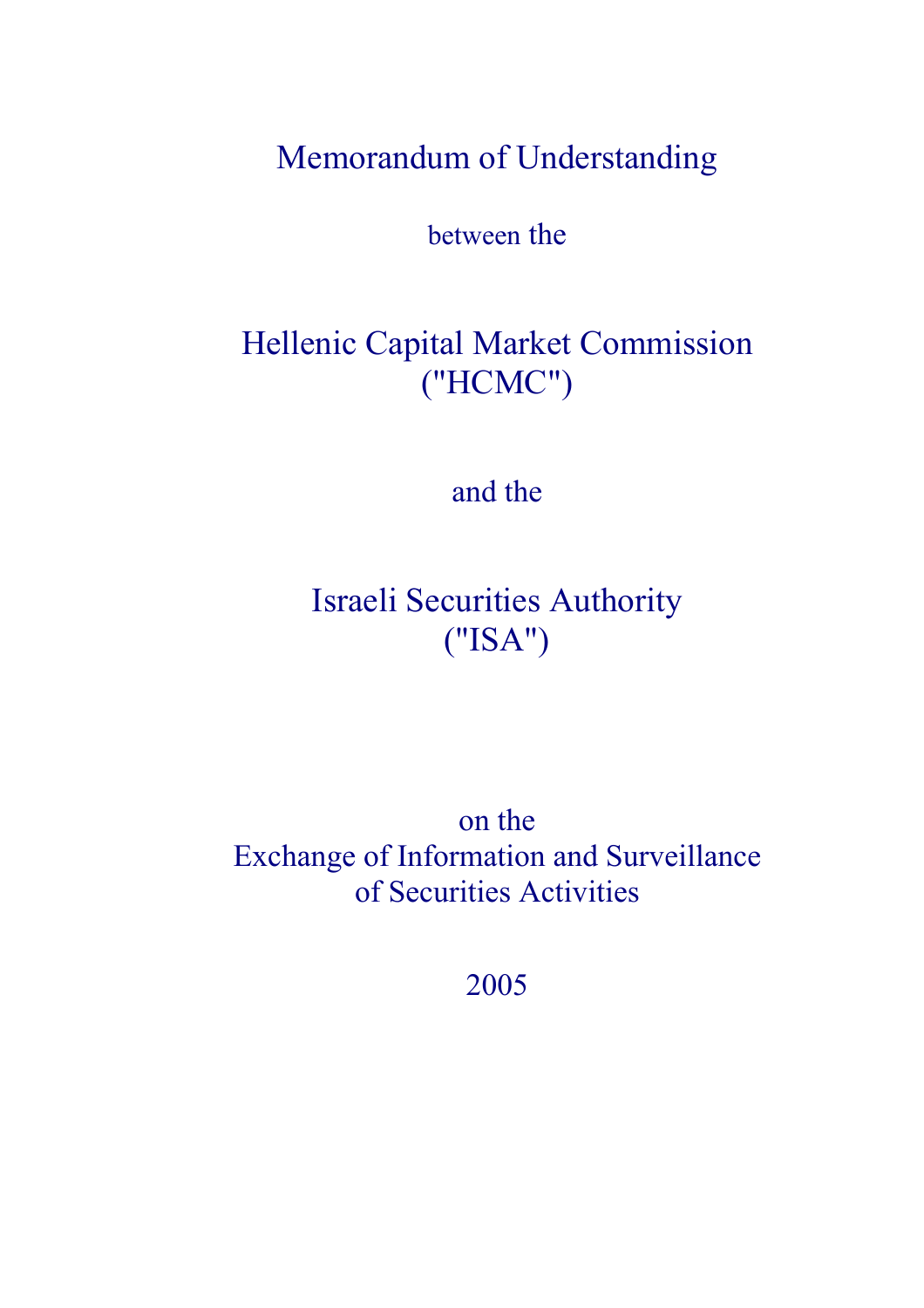# Memorandum of Understanding

between the

## Hellenic Capital Market Commission ("HCMC")

and the

## Israeli Securities Authority ("ISA")

on the
Exchange of Information and Surveillance of Securities Activities

2005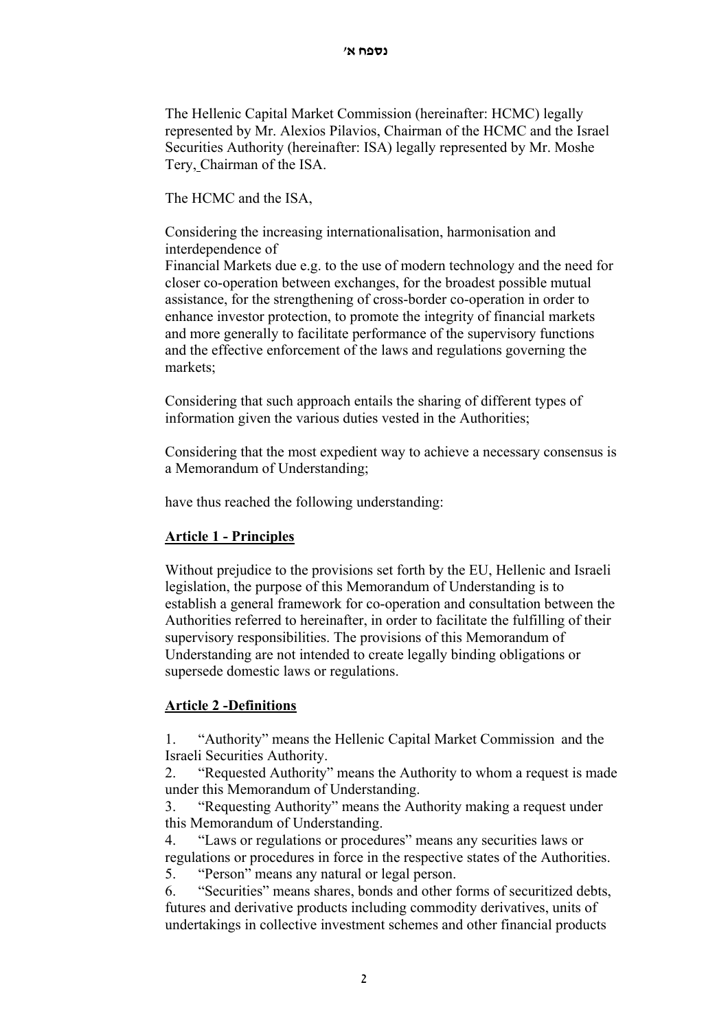נספח א'

The Hellenic Capital Market Commission (hereinafter: HCMC) legally represented by Mr. Alexios Pilavios, Chairman of the HCMC and the Israel Securities Authority (hereinafter: ISA) legally represented by Mr. Moshe Tery, Chairman of the ISA.

The HCMC and the ISA,

Considering the increasing internationalisation, harmonisation and interdependence of
Financial Markets due e.g. to the use of modern technology and the need for closer co-operation between exchanges, for the broadest possible mutual assistance, for the strengthening of cross-border co-operation in order to enhance investor protection, to promote the integrity of financial markets and more generally to facilitate performance of the supervisory functions and the effective enforcement of the laws and regulations governing the markets;

Considering that such approach entails the sharing of different types of information given the various duties vested in the Authorities;

Considering that the most expedient way to achieve a necessary consensus is a Memorandum of Understanding;

have thus reached the following understanding:

## Article 1 - Principles

Without prejudice to the provisions set forth by the EU, Hellenic and Israeli legislation, the purpose of this Memorandum of Understanding is to establish a general framework for co-operation and consultation between the Authorities referred to hereinafter, in order to facilitate the fulfilling of their supervisory responsibilities. The provisions of this Memorandum of Understanding are not intended to create legally binding obligations or supersede domestic laws or regulations.

## Article 2 -Definitions

1. "Authority" means the Hellenic Capital Market Commission and the Israeli Securities Authority.
2. "Requested Authority" means the Authority to whom a request is made under this Memorandum of Understanding.
3. "Requesting Authority" means the Authority making a request under this Memorandum of Understanding.
4. "Laws or regulations or procedures" means any securities laws or regulations or procedures in force in the respective states of the Authorities.
5. "Person" means any natural or legal person.
6. "Securities" means shares, bonds and other forms of securitized debts, futures and derivative products including commodity derivatives, units of undertakings in collective investment schemes and other financial products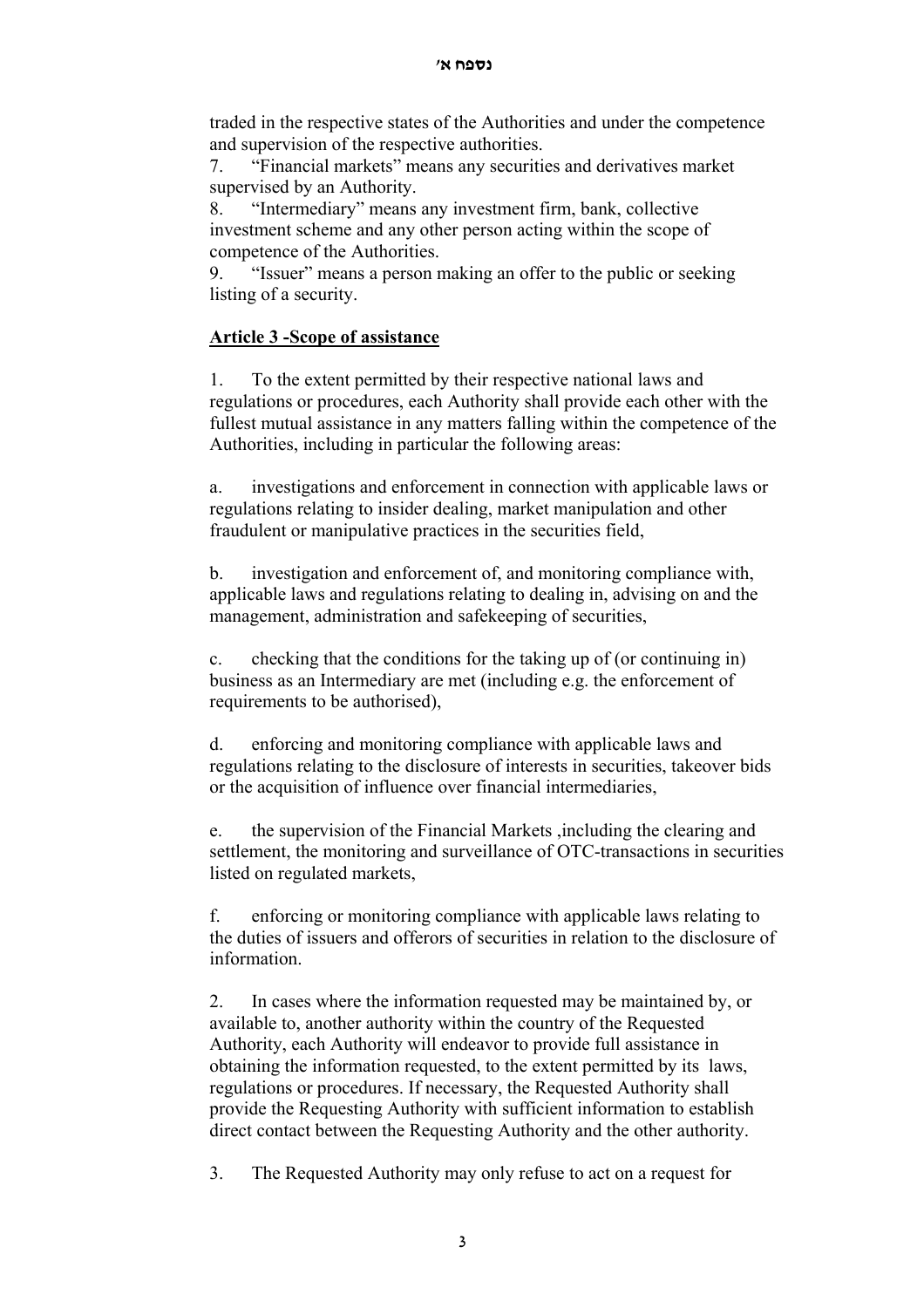traded in the respective states of the Authorities and under the competence and supervision of the respective authorities.

7. "Financial markets" means any securities and derivatives market supervised by an Authority.

8. "Intermediary" means any investment firm, bank, collective investment scheme and any other person acting within the scope of competence of the Authorities.

9. "Issuer" means a person making an offer to the public or seeking listing of a security.

**Article 3 -Scope of assistance**

1. To the extent permitted by their respective national laws and regulations or procedures, each Authority shall provide each other with the fullest mutual assistance in any matters falling within the competence of the Authorities, including in particular the following areas:

a. investigations and enforcement in connection with applicable laws or regulations relating to insider dealing, market manipulation and other fraudulent or manipulative practices in the securities field,

b. investigation and enforcement of, and monitoring compliance with, applicable laws and regulations relating to dealing in, advising on and the management, administration and safekeeping of securities,

c. checking that the conditions for the taking up of (or continuing in) business as an Intermediary are met (including e.g. the enforcement of requirements to be authorised),

d. enforcing and monitoring compliance with applicable laws and regulations relating to the disclosure of interests in securities, takeover bids or the acquisition of influence over financial intermediaries,

e. the supervision of the Financial Markets ,including the clearing and settlement, the monitoring and surveillance of OTC-transactions in securities listed on regulated markets,

f. enforcing or monitoring compliance with applicable laws relating to the duties of issuers and offerors of securities in relation to the disclosure of information.

2. In cases where the information requested may be maintained by, or available to, another authority within the country of the Requested Authority, each Authority will endeavor to provide full assistance in obtaining the information requested, to the extent permitted by its laws, regulations or procedures. If necessary, the Requested Authority shall provide the Requesting Authority with sufficient information to establish direct contact between the Requesting Authority and the other authority.

3. The Requested Authority may only refuse to act on a request for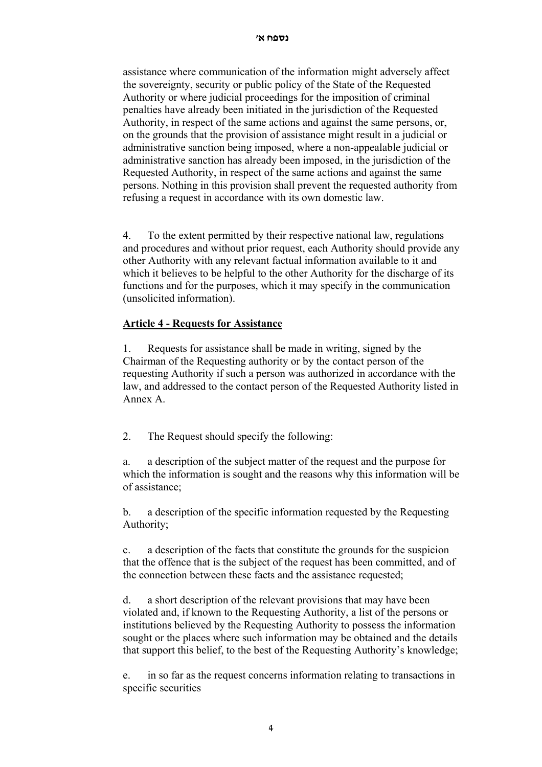assistance where communication of the information might adversely affect the sovereignty, security or public policy of the State of the Requested Authority or where judicial proceedings for the imposition of criminal penalties have already been initiated in the jurisdiction of the Requested Authority, in respect of the same actions and against the same persons, or, on the grounds that the provision of assistance might result in a judicial or administrative sanction being imposed, where a non-appealable judicial or administrative sanction has already been imposed, in the jurisdiction of the Requested Authority, in respect of the same actions and against the same persons. Nothing in this provision shall prevent the requested authority from refusing a request in accordance with its own domestic law.

4. To the extent permitted by their respective national law, regulations and procedures and without prior request, each Authority should provide any other Authority with any relevant factual information available to it and which it believes to be helpful to the other Authority for the discharge of its functions and for the purposes, which it may specify in the communication (unsolicited information).

**Article 4 - Requests for Assistance**

1. Requests for assistance shall be made in writing, signed by the Chairman of the Requesting authority or by the contact person of the requesting Authority if such a person was authorized in accordance with the law, and addressed to the contact person of the Requested Authority listed in Annex A.

2. The Request should specify the following:

a. a description of the subject matter of the request and the purpose for which the information is sought and the reasons why this information will be of assistance;

b. a description of the specific information requested by the Requesting Authority;

c. a description of the facts that constitute the grounds for the suspicion that the offence that is the subject of the request has been committed, and of the connection between these facts and the assistance requested;

d. a short description of the relevant provisions that may have been violated and, if known to the Requesting Authority, a list of the persons or institutions believed by the Requesting Authority to possess the information sought or the places where such information may be obtained and the details that support this belief, to the best of the Requesting Authority's knowledge;

e. in so far as the request concerns information relating to transactions in specific securities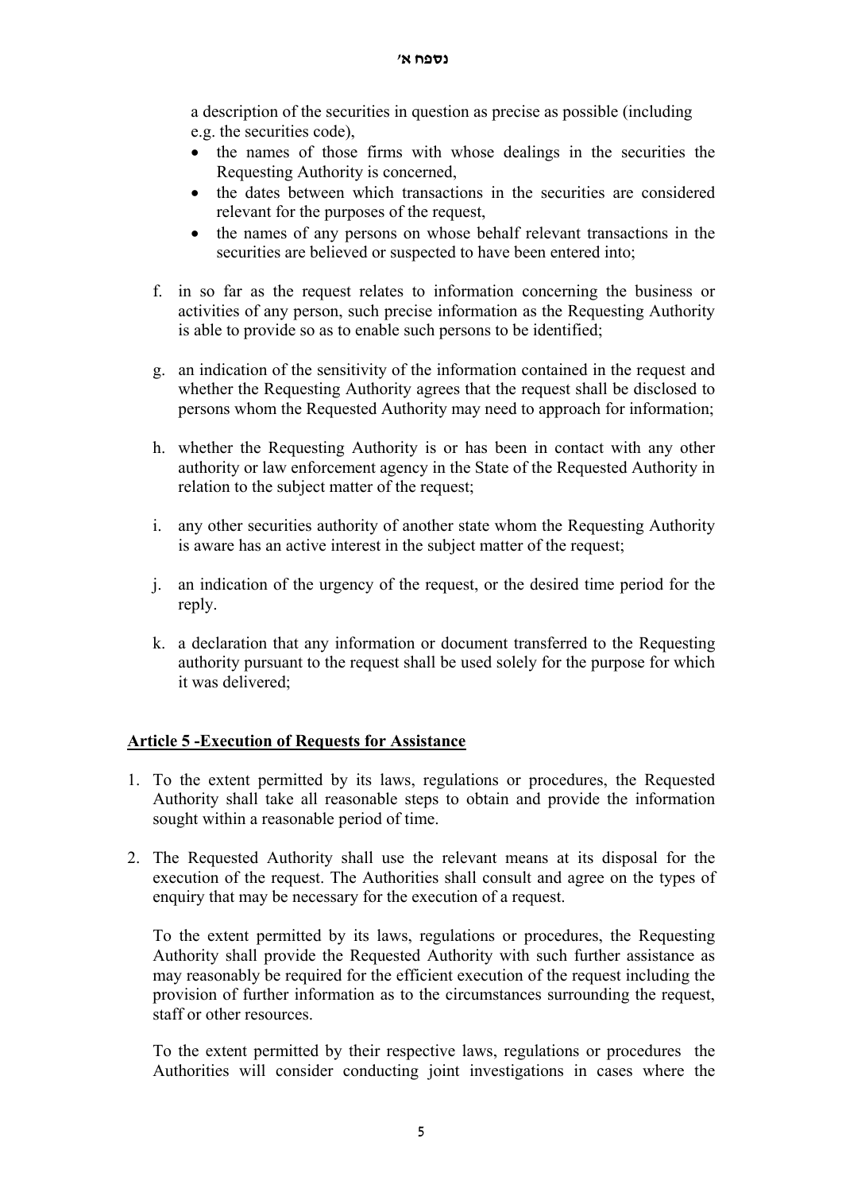a description of the securities in question as precise as possible (including e.g. the securities code),

- the names of those firms with whose dealings in the securities the Requesting Authority is concerned,
- the dates between which transactions in the securities are considered relevant for the purposes of the request,
- the names of any persons on whose behalf relevant transactions in the securities are believed or suspected to have been entered into;

f. in so far as the request relates to information concerning the business or activities of any person, such precise information as the Requesting Authority is able to provide so as to enable such persons to be identified;

g. an indication of the sensitivity of the information contained in the request and whether the Requesting Authority agrees that the request shall be disclosed to persons whom the Requested Authority may need to approach for information;

h. whether the Requesting Authority is or has been in contact with any other authority or law enforcement agency in the State of the Requested Authority in relation to the subject matter of the request;

i. any other securities authority of another state whom the Requesting Authority is aware has an active interest in the subject matter of the request;

j. an indication of the urgency of the request, or the desired time period for the reply.

k. a declaration that any information or document transferred to the Requesting authority pursuant to the request shall be used solely for the purpose for which it was delivered;

## **Article 5 -Execution of Requests for Assistance**

1. To the extent permitted by its laws, regulations or procedures, the Requested Authority shall take all reasonable steps to obtain and provide the information sought within a reasonable period of time.

2. The Requested Authority shall use the relevant means at its disposal for the execution of the request. The Authorities shall consult and agree on the types of enquiry that may be necessary for the execution of a request.

   To the extent permitted by its laws, regulations or procedures, the Requesting Authority shall provide the Requested Authority with such further assistance as may reasonably be required for the efficient execution of the request including the provision of further information as to the circumstances surrounding the request, staff or other resources.

   To the extent permitted by their respective laws, regulations or procedures the Authorities will consider conducting joint investigations in cases where the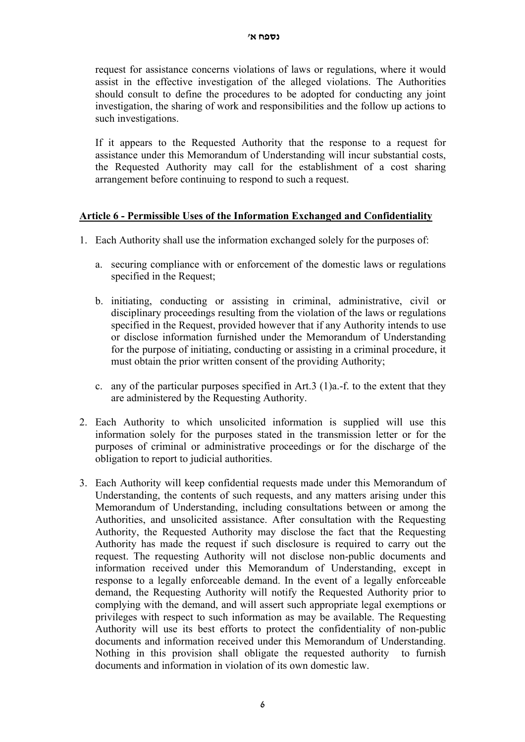request for assistance concerns violations of laws or regulations, where it would assist in the effective investigation of the alleged violations. The Authorities should consult to define the procedures to be adopted for conducting any joint investigation, the sharing of work and responsibilities and the follow up actions to such investigations.

If it appears to the Requested Authority that the response to a request for assistance under this Memorandum of Understanding will incur substantial costs, the Requested Authority may call for the establishment of a cost sharing arrangement before continuing to respond to such a request.

## Article 6 - Permissible Uses of the Information Exchanged and Confidentiality

1. Each Authority shall use the information exchanged solely for the purposes of:

   a. securing compliance with or enforcement of the domestic laws or regulations specified in the Request;

   b. initiating, conducting or assisting in criminal, administrative, civil or disciplinary proceedings resulting from the violation of the laws or regulations specified in the Request, provided however that if any Authority intends to use or disclose information furnished under the Memorandum of Understanding for the purpose of initiating, conducting or assisting in a criminal procedure, it must obtain the prior written consent of the providing Authority;

   c. any of the particular purposes specified in Art.3 (1)a.-f. to the extent that they are administered by the Requesting Authority.

2. Each Authority to which unsolicited information is supplied will use this information solely for the purposes stated in the transmission letter or for the purposes of criminal or administrative proceedings or for the discharge of the obligation to report to judicial authorities.

3. Each Authority will keep confidential requests made under this Memorandum of Understanding, the contents of such requests, and any matters arising under this Memorandum of Understanding, including consultations between or among the Authorities, and unsolicited assistance. After consultation with the Requesting Authority, the Requested Authority may disclose the fact that the Requesting Authority has made the request if such disclosure is required to carry out the request. The requesting Authority will not disclose non-public documents and information received under this Memorandum of Understanding, except in response to a legally enforceable demand. In the event of a legally enforceable demand, the Requesting Authority will notify the Requested Authority prior to complying with the demand, and will assert such appropriate legal exemptions or privileges with respect to such information as may be available. The Requesting Authority will use its best efforts to protect the confidentiality of non-public documents and information received under this Memorandum of Understanding. Nothing in this provision shall obligate the requested authority to furnish documents and information in violation of its own domestic law.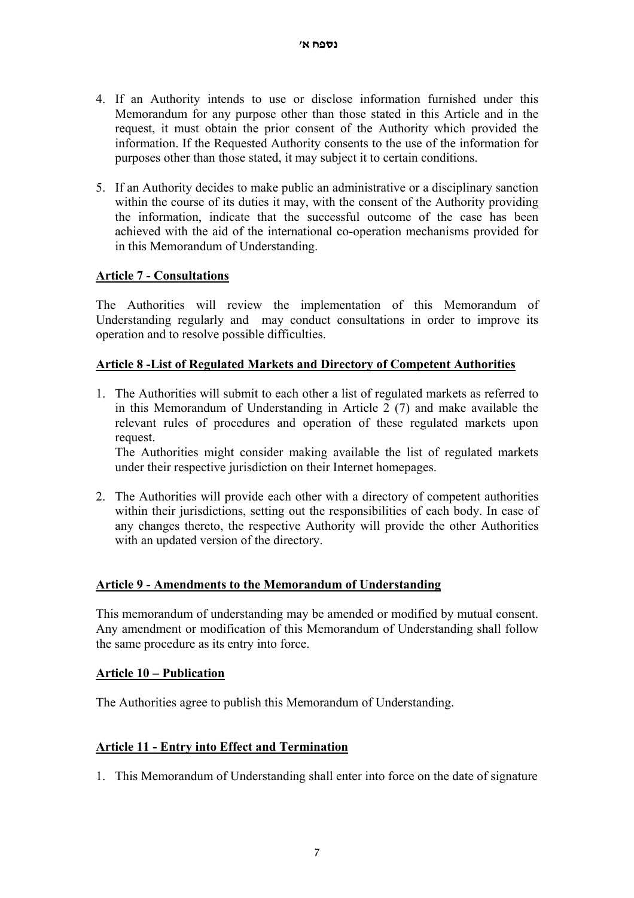4. If an Authority intends to use or disclose information furnished under this Memorandum for any purpose other than those stated in this Article and in the request, it must obtain the prior consent of the Authority which provided the information. If the Requested Authority consents to the use of the information for purposes other than those stated, it may subject it to certain conditions.

5. If an Authority decides to make public an administrative or a disciplinary sanction within the course of its duties it may, with the consent of the Authority providing the information, indicate that the successful outcome of the case has been achieved with the aid of the international co-operation mechanisms provided for in this Memorandum of Understanding.

**Article 7 - Consultations**

The Authorities will review the implementation of this Memorandum of Understanding regularly and may conduct consultations in order to improve its operation and to resolve possible difficulties.

**Article 8 -List of Regulated Markets and Directory of Competent Authorities**

1. The Authorities will submit to each other a list of regulated markets as referred to in this Memorandum of Understanding in Article 2 (7) and make available the relevant rules of procedures and operation of these regulated markets upon request.
   The Authorities might consider making available the list of regulated markets under their respective jurisdiction on their Internet homepages.

2. The Authorities will provide each other with a directory of competent authorities within their jurisdictions, setting out the responsibilities of each body. In case of any changes thereto, the respective Authority will provide the other Authorities with an updated version of the directory.

**Article 9 - Amendments to the Memorandum of Understanding**

This memorandum of understanding may be amended or modified by mutual consent. Any amendment or modification of this Memorandum of Understanding shall follow the same procedure as its entry into force.

**Article 10 – Publication**

The Authorities agree to publish this Memorandum of Understanding.

**Article 11 - Entry into Effect and Termination**

1. This Memorandum of Understanding shall enter into force on the date of signature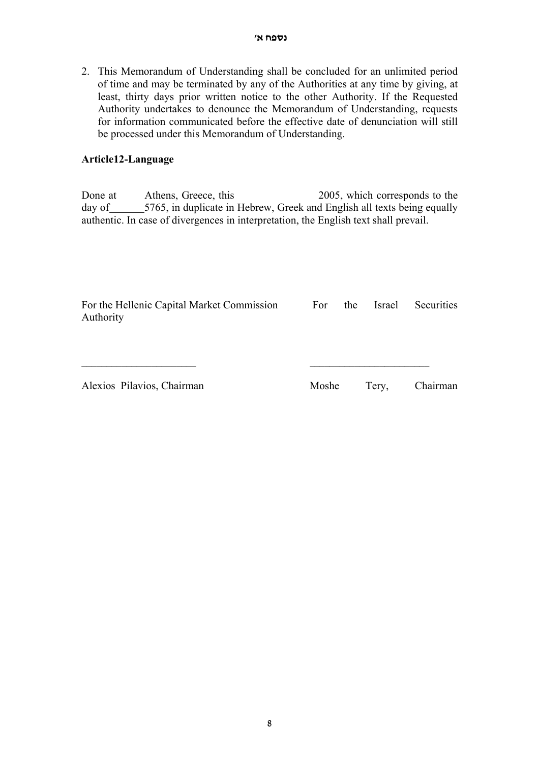2. This Memorandum of Understanding shall be concluded for an unlimited period of time and may be terminated by any of the Authorities at any time by giving, at least, thirty days prior written notice to the other Authority. If the Requested Authority undertakes to denounce the Memorandum of Understanding, requests for information communicated before the effective date of denunciation will still be processed under this Memorandum of Understanding.

**Article12-Language**

Done at Athens, Greece, this 2005, which corresponds to the day of______5765, in duplicate in Hebrew, Greek and English all texts being equally authentic. In case of divergences in interpretation, the English text shall prevail.

For the Hellenic Capital Market Commission

______________________

Alexios Pilavios, Chairman

For the Israel Securities Authority

______________________

Moshe Tery, Chairman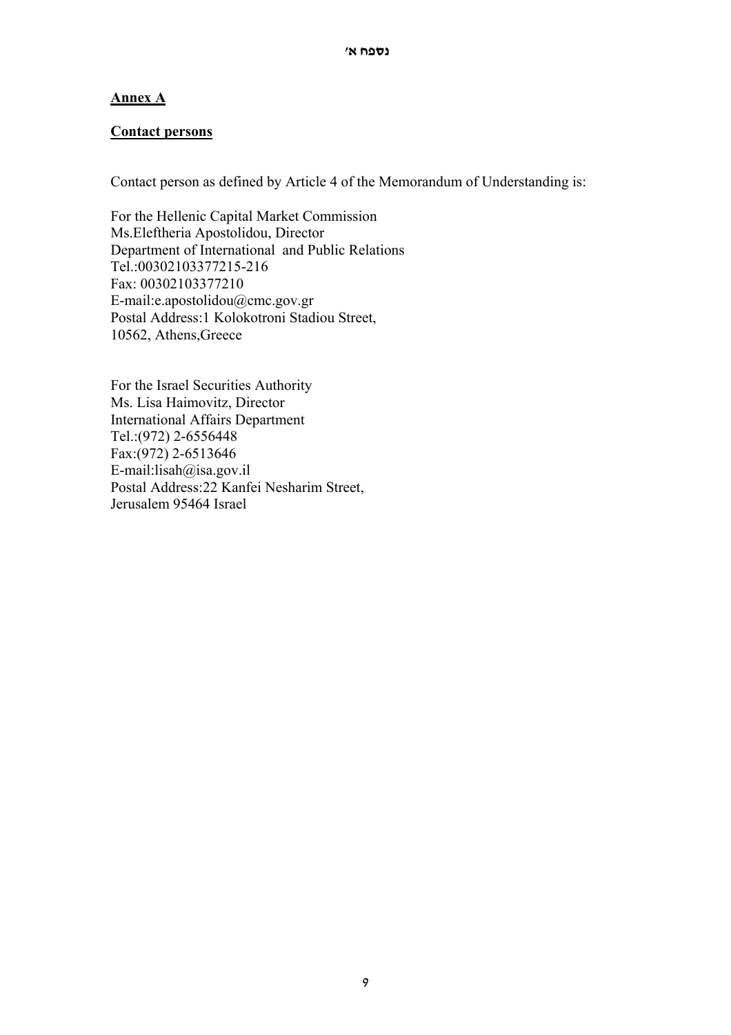נספח א׳

## Annex A

## Contact persons

Contact person as defined by Article 4 of the Memorandum of Understanding is:

For the Hellenic Capital Market Commission
Ms.Eleftheria Apostolidou, Director
Department of International and Public Relations
Tel.:00302103377215-216
Fax: 00302103377210
E-mail:e.apostolidou@cmc.gov.gr
Postal Address:1 Kolokotroni Stadiou Street,
10562, Athens,Greece

For the Israel Securities Authority
Ms. Lisa Haimovitz, Director
International Affairs Department
Tel.:(972) 2-6556448
Fax:(972) 2-6513646
E-mail:lisah@isa.gov.il
Postal Address:22 Kanfei Nesharim Street,
Jerusalem 95464 Israel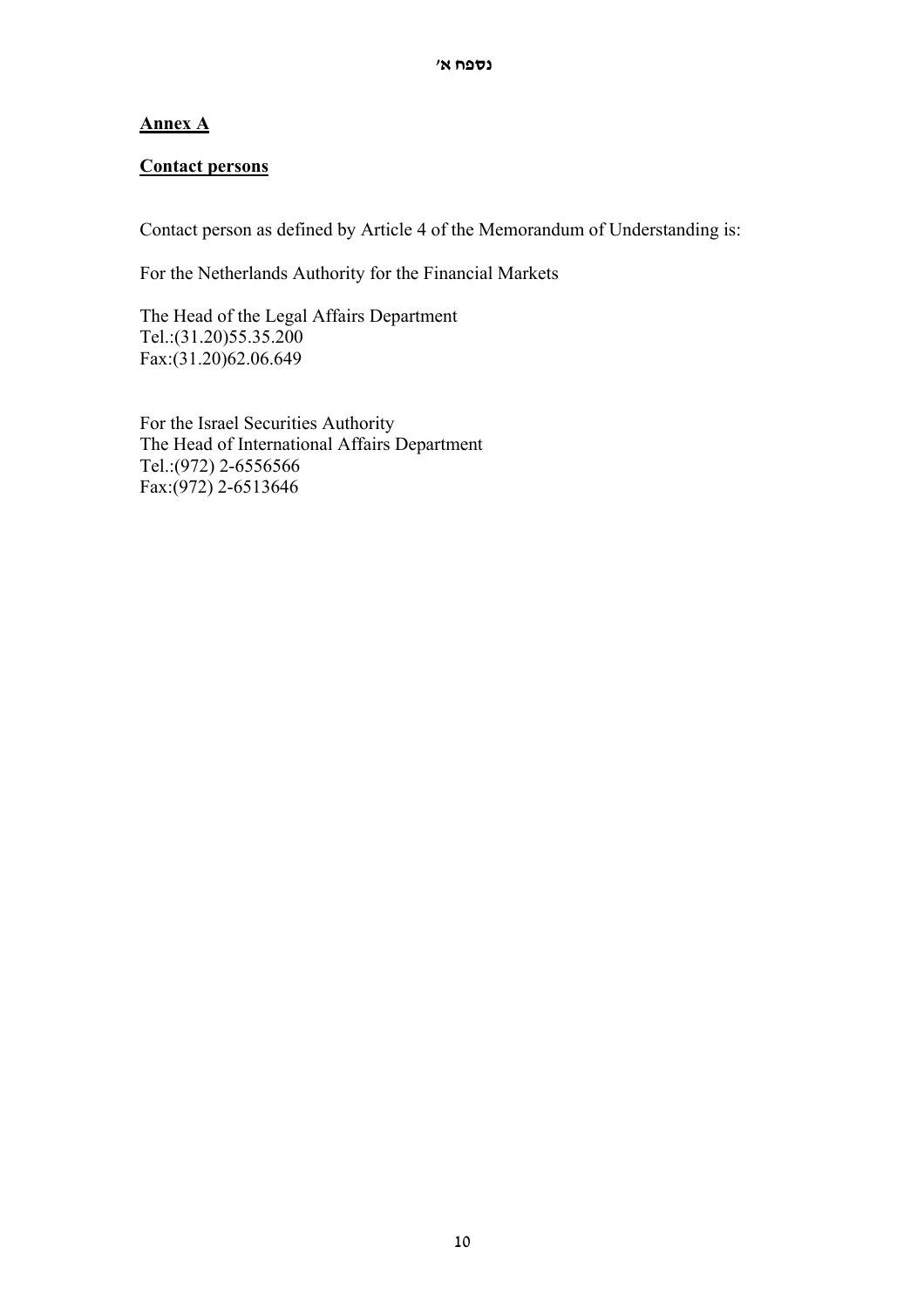**נספח א'**

## Annex A

## Contact persons

Contact person as defined by Article 4 of the Memorandum of Understanding is:

For the Netherlands Authority for the Financial Markets

The Head of the Legal Affairs Department
Tel.:(31.20)55.35.200
Fax:(31.20)62.06.649

For the Israel Securities Authority
The Head of International Affairs Department
Tel.:(972) 2-6556566
Fax:(972) 2-6513646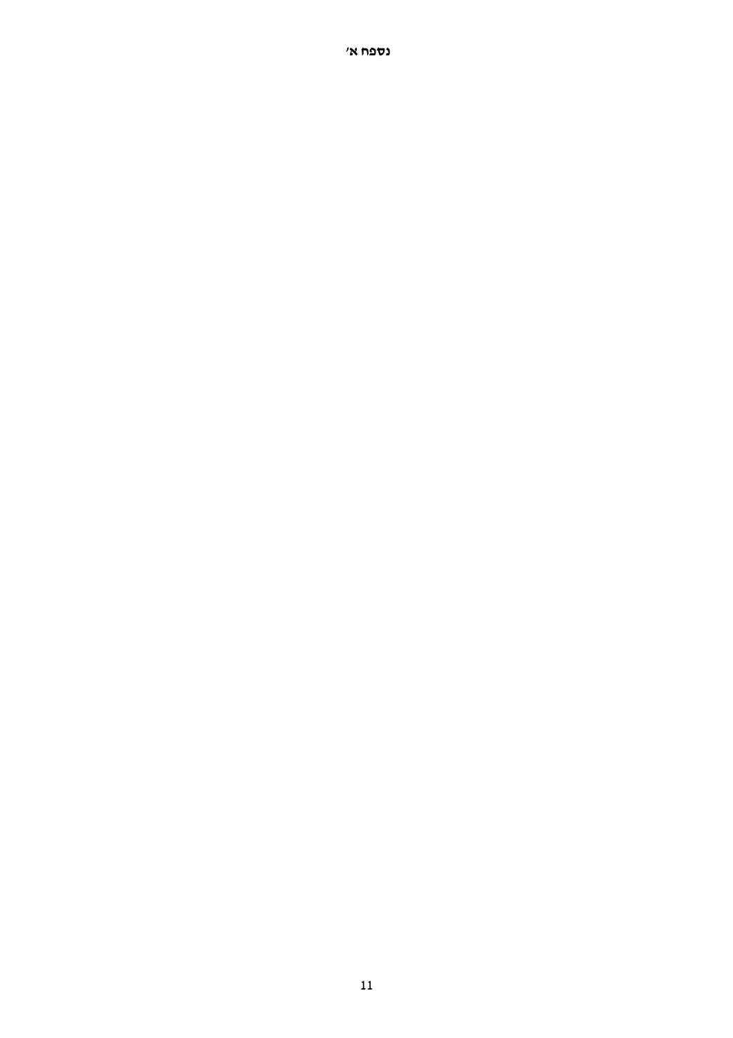# נספח א׳